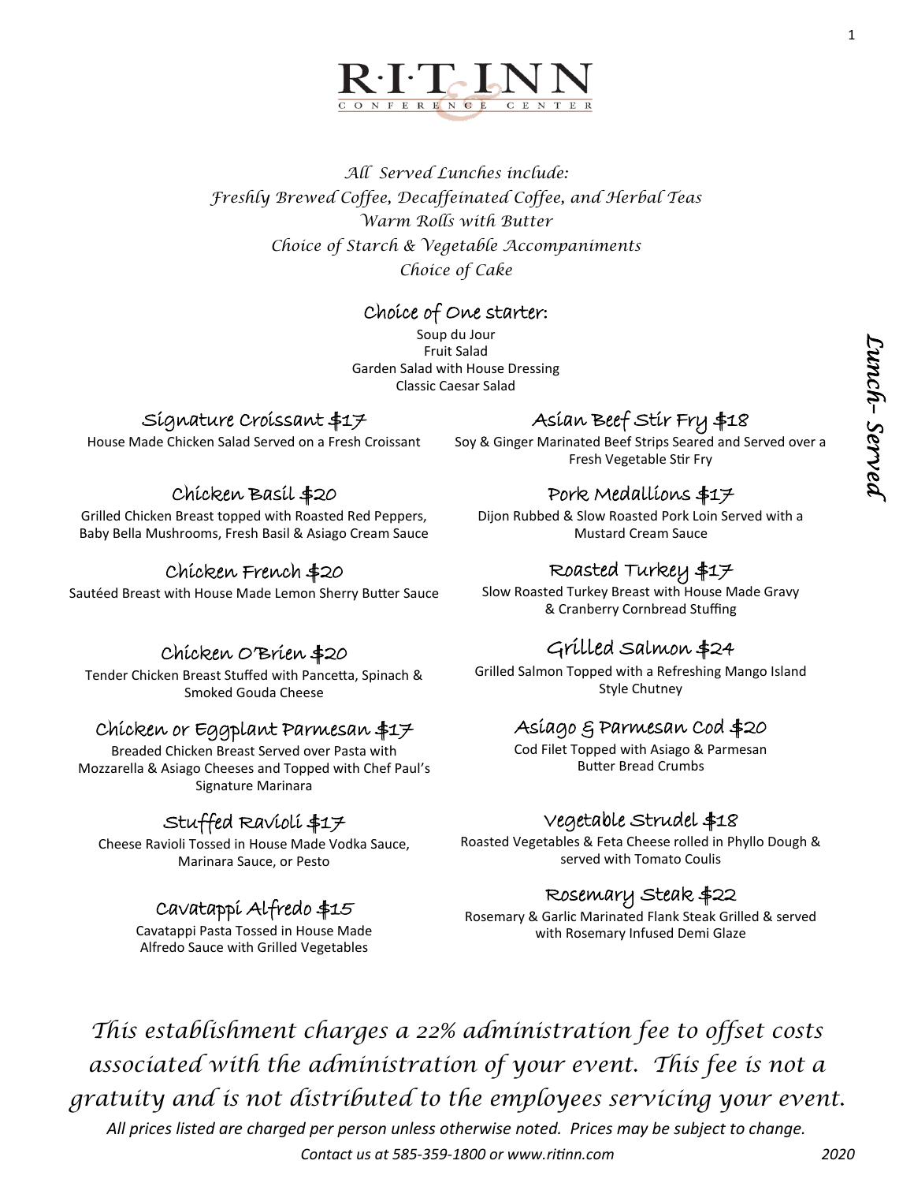# R·I·T INN & CONFERENCE CENTER

*All Served Lunches include:*
*Freshly Brewed Coffee, Decaffeinated Coffee, and Herbal Teas*
*Warm Rolls with Butter*
*Choice of Starch & Vegetable Accompaniments*
*Choice of Cake*

## Lunch– Served

### Choice of One starter:

Soup du Jour
Fruit Salad
Garden Salad with House Dressing
Classic Caesar Salad

### Signature Croissant $17

House Made Chicken Salad Served on a Fresh Croissant

### Chicken Basil $20

Grilled Chicken Breast topped with Roasted Red Peppers, Baby Bella Mushrooms, Fresh Basil & Asiago Cream Sauce

### Chicken French $20

Sautéed Breast with House Made Lemon Sherry Butter Sauce

### Chicken O'Brien $20

Tender Chicken Breast Stuffed with Pancetta, Spinach & Smoked Gouda Cheese

### Chicken or Eggplant Parmesan $17

Breaded Chicken Breast Served over Pasta with Mozzarella & Asiago Cheeses and Topped with Chef Paul's Signature Marinara

### Stuffed Ravioli $17

Cheese Ravioli Tossed in House Made Vodka Sauce, Marinara Sauce, or Pesto

### Cavatappi Alfredo $15

Cavatappi Pasta Tossed in House Made Alfredo Sauce with Grilled Vegetables

### Asian Beef Stir Fry $18

Soy & Ginger Marinated Beef Strips Seared and Served over a Fresh Vegetable Stir Fry

### Pork Medallions $17

Dijon Rubbed & Slow Roasted Pork Loin Served with a Mustard Cream Sauce

### Roasted Turkey $17

Slow Roasted Turkey Breast with House Made Gravy & Cranberry Cornbread Stuffing

### Grilled Salmon $24

Grilled Salmon Topped with a Refreshing Mango Island Style Chutney

### Asiago & Parmesan Cod $20

Cod Filet Topped with Asiago & Parmesan Butter Bread Crumbs

### Vegetable Strudel $18

Roasted Vegetables & Feta Cheese rolled in Phyllo Dough & served with Tomato Coulis

### Rosemary Steak $22

Rosemary & Garlic Marinated Flank Steak Grilled & served with Rosemary Infused Demi Glaze

*This establishment charges a 22% administration fee to offset costs associated with the administration of your event. This fee is not a gratuity and is not distributed to the employees servicing your event.*

*All prices listed are charged per person unless otherwise noted. Prices may be subject to change.*

*Contact us at 585-359-1800 or www.ritinn.com*

*2020*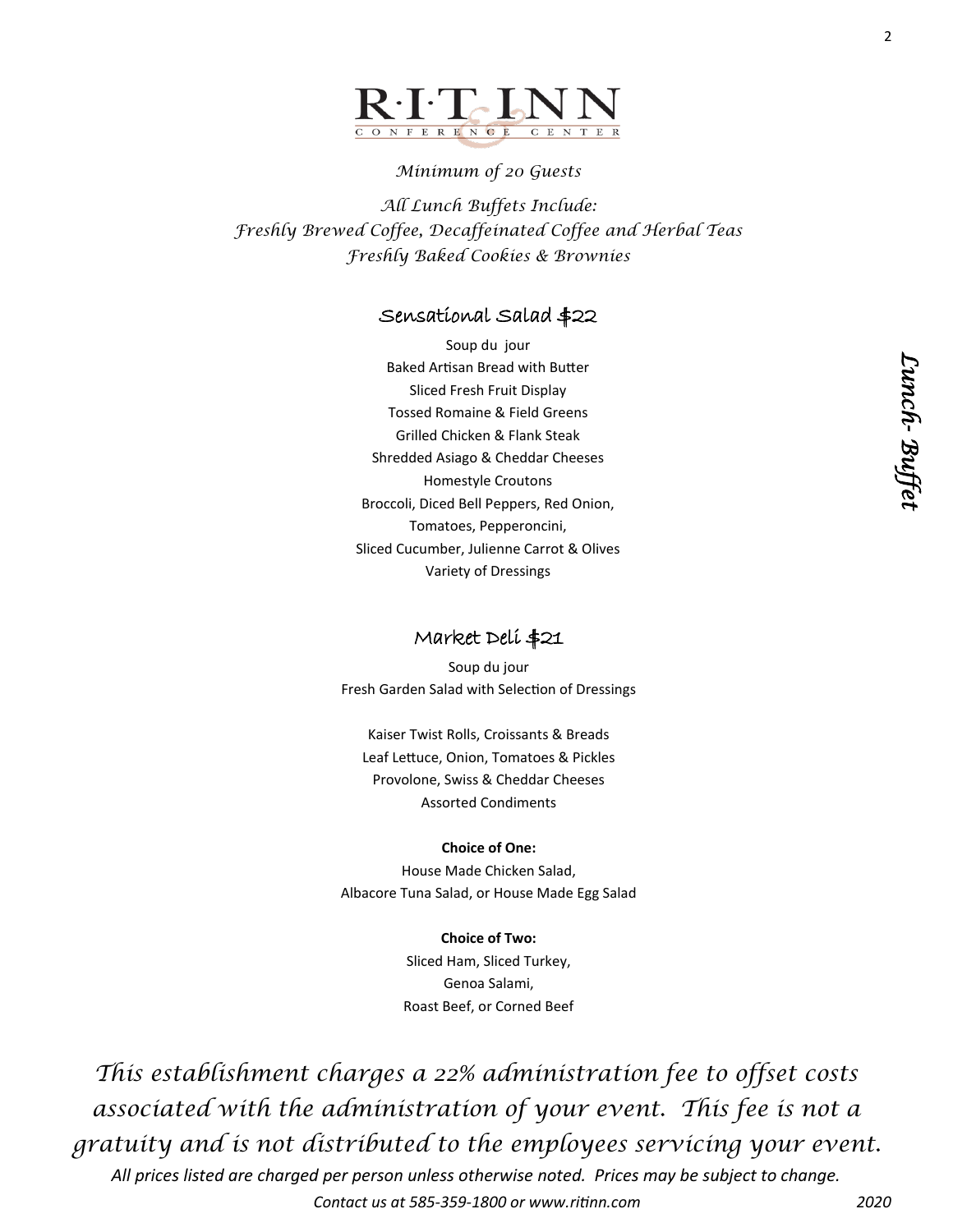# R·I·T INN & CONFERENCE CENTER

*Minimum of 20 Guests*

*All Lunch Buffets Include:*
*Freshly Brewed Coffee, Decaffeinated Coffee and Herbal Teas*
*Freshly Baked Cookies & Brownies*

*Lunch- Buffet*

## Sensational Salad $22

Soup du jour
Baked Artisan Bread with Butter
Sliced Fresh Fruit Display
Tossed Romaine & Field Greens
Grilled Chicken & Flank Steak
Shredded Asiago & Cheddar Cheeses
Homestyle Croutons
Broccoli, Diced Bell Peppers, Red Onion,
Tomatoes, Pepperoncini,
Sliced Cucumber, Julienne Carrot & Olives
Variety of Dressings

## Market Deli $21

Soup du jour
Fresh Garden Salad with Selection of Dressings

Kaiser Twist Rolls, Croissants & Breads
Leaf Lettuce, Onion, Tomatoes & Pickles
Provolone, Swiss & Cheddar Cheeses
Assorted Condiments

**Choice of One:**
House Made Chicken Salad,
Albacore Tuna Salad, or House Made Egg Salad

**Choice of Two:**
Sliced Ham, Sliced Turkey,
Genoa Salami,
Roast Beef, or Corned Beef

*This establishment charges a 22% administration fee to offset costs associated with the administration of your event. This fee is not a gratuity and is not distributed to the employees servicing your event.*

*All prices listed are charged per person unless otherwise noted. Prices may be subject to change.*

*Contact us at 585-359-1800 or www.ritinn.com* *2020*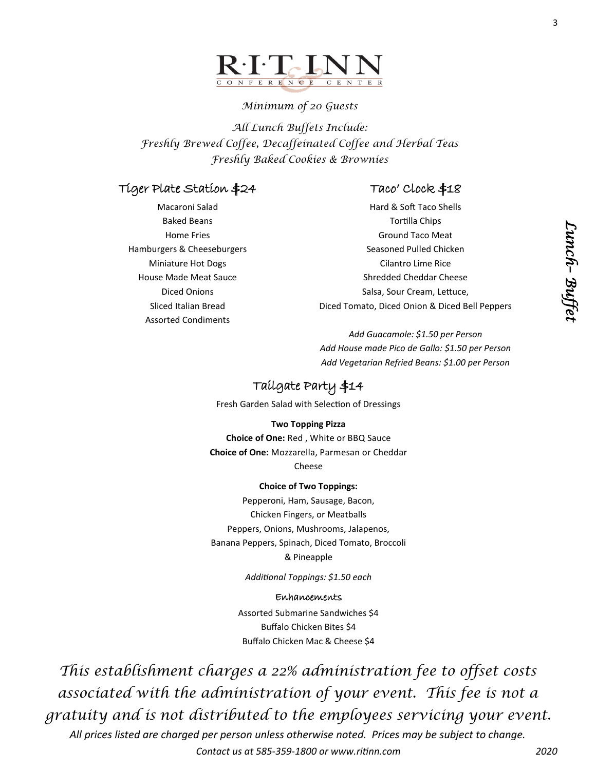R·I·T INN & CONFERENCE CENTER

*Minimum of 20 Guests*

*All Lunch Buffets Include:*
*Freshly Brewed Coffee, Decaffeinated Coffee and Herbal Teas*
*Freshly Baked Cookies & Brownies*

*Lunch- Buffet*

## Tiger Plate Station $24

Macaroni Salad
Baked Beans
Home Fries
Hamburgers & Cheeseburgers
Miniature Hot Dogs
House Made Meat Sauce
Diced Onions
Sliced Italian Bread
Assorted Condiments

## Taco' Clock $18

Hard & Soft Taco Shells
Tortilla Chips
Ground Taco Meat
Seasoned Pulled Chicken
Cilantro Lime Rice
Shredded Cheddar Cheese
Salsa, Sour Cream, Lettuce,
Diced Tomato, Diced Onion & Diced Bell Peppers

*Add Guacamole: $1.50 per Person*
*Add House made Pico de Gallo: $1.50 per Person*
*Add Vegetarian Refried Beans: $1.00 per Person*

## Tailgate Party $14

Fresh Garden Salad with Selection of Dressings

**Two Topping Pizza**

**Choice of One:** Red , White or BBQ Sauce
**Choice of One:** Mozzarella, Parmesan or Cheddar Cheese

**Choice of Two Toppings:**

Pepperoni, Ham, Sausage, Bacon,
Chicken Fingers, or Meatballs
Peppers, Onions, Mushrooms, Jalapenos,
Banana Peppers, Spinach, Diced Tomato, Broccoli & Pineapple

*Additional Toppings: $1.50 each*

### Enhancements

Assorted Submarine Sandwiches $4
Buffalo Chicken Bites $4
Buffalo Chicken Mac & Cheese $4

*This establishment charges a 22% administration fee to offset costs associated with the administration of your event. This fee is not a gratuity and is not distributed to the employees servicing your event.*

*All prices listed are charged per person unless otherwise noted. Prices may be subject to change.*

*Contact us at 585-359-1800 or www.ritinn.com*

*2020*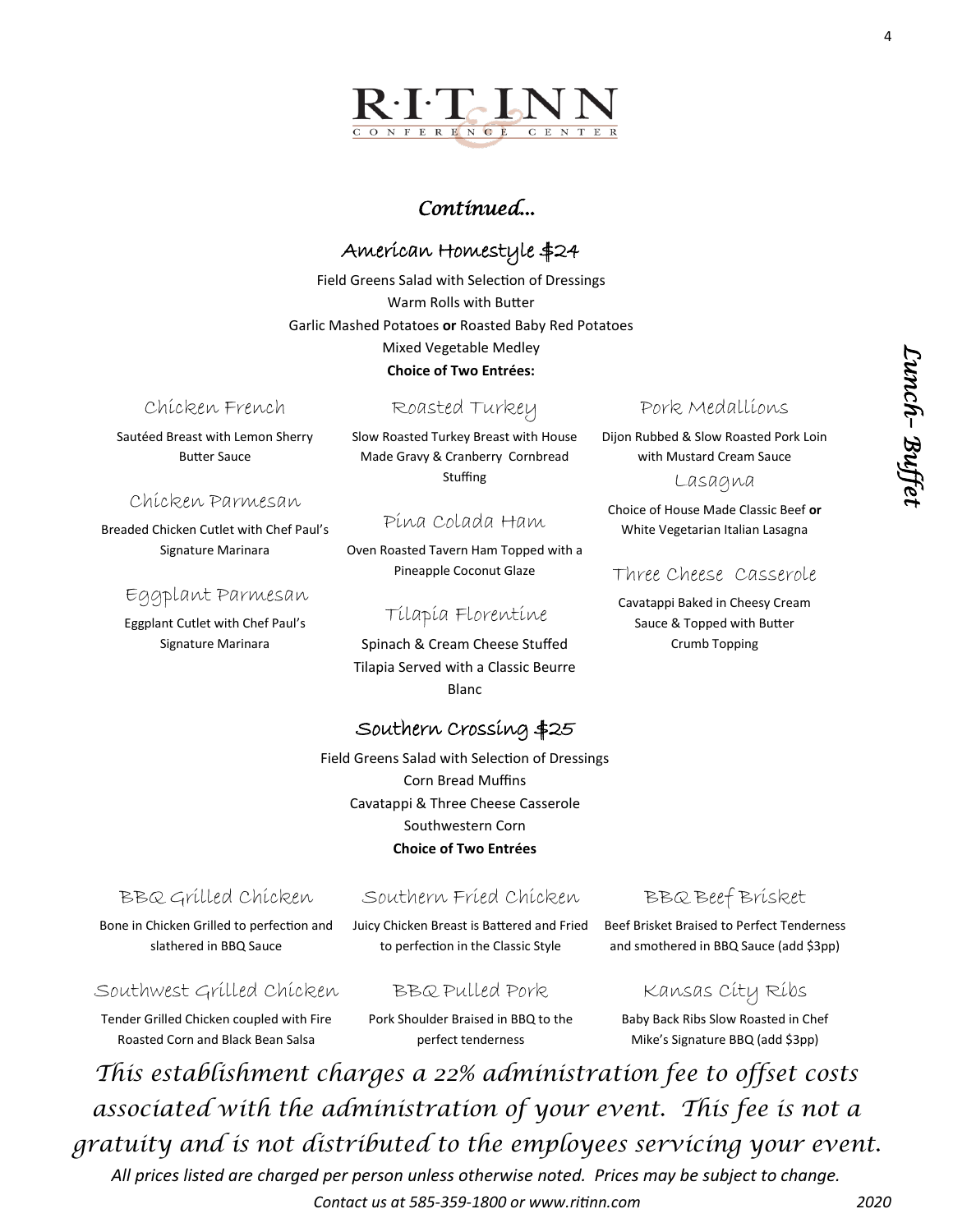R·I·T INN
CONFERENCE & CENTER

***Continued…***

## American Homestyle $24

Field Greens Salad with Selection of Dressings
Warm Rolls with Butter
Garlic Mashed Potatoes **or** Roasted Baby Red Potatoes
Mixed Vegetable Medley
**Choice of Two Entrées:**

### Chicken French

Sautéed Breast with Lemon Sherry Butter Sauce

### Chicken Parmesan

Breaded Chicken Cutlet with Chef Paul's Signature Marinara

### Eggplant Parmesan

Eggplant Cutlet with Chef Paul's Signature Marinara

### Roasted Turkey

Slow Roasted Turkey Breast with House Made Gravy & Cranberry Cornbread Stuffing

### Pina Colada Ham

Oven Roasted Tavern Ham Topped with a Pineapple Coconut Glaze

### Tilapia Florentine

Spinach & Cream Cheese Stuffed Tilapia Served with a Classic Beurre Blanc

### Pork Medallions

Dijon Rubbed & Slow Roasted Pork Loin with Mustard Cream Sauce

### Lasagna

Choice of House Made Classic Beef **or** White Vegetarian Italian Lasagna

### Three Cheese Casserole

Cavatappi Baked in Cheesy Cream Sauce & Topped with Butter Crumb Topping

## Southern Crossing $25

Field Greens Salad with Selection of Dressings
Corn Bread Muffins
Cavatappi & Three Cheese Casserole
Southwestern Corn
**Choice of Two Entrées**

### BBQ Grilled Chicken

Bone in Chicken Grilled to perfection and slathered in BBQ Sauce

### Southwest Grilled Chicken

Tender Grilled Chicken coupled with Fire Roasted Corn and Black Bean Salsa

### Southern Fried Chicken

Juicy Chicken Breast is Battered and Fried to perfection in the Classic Style

### BBQ Pulled Pork

Pork Shoulder Braised in BBQ to the perfect tenderness

### BBQ Beef Brisket

Beef Brisket Braised to Perfect Tenderness and smothered in BBQ Sauce (add $3pp)

### Kansas City Ribs

Baby Back Ribs Slow Roasted in Chef Mike's Signature BBQ (add $3pp)

*This establishment charges a 22% administration fee to offset costs associated with the administration of your event. This fee is not a gratuity and is not distributed to the employees servicing your event.*

*All prices listed are charged per person unless otherwise noted. Prices may be subject to change.*

*Contact us at 585-359-1800 or www.ritinn.com*

*2020*

***Lunch– Buffet***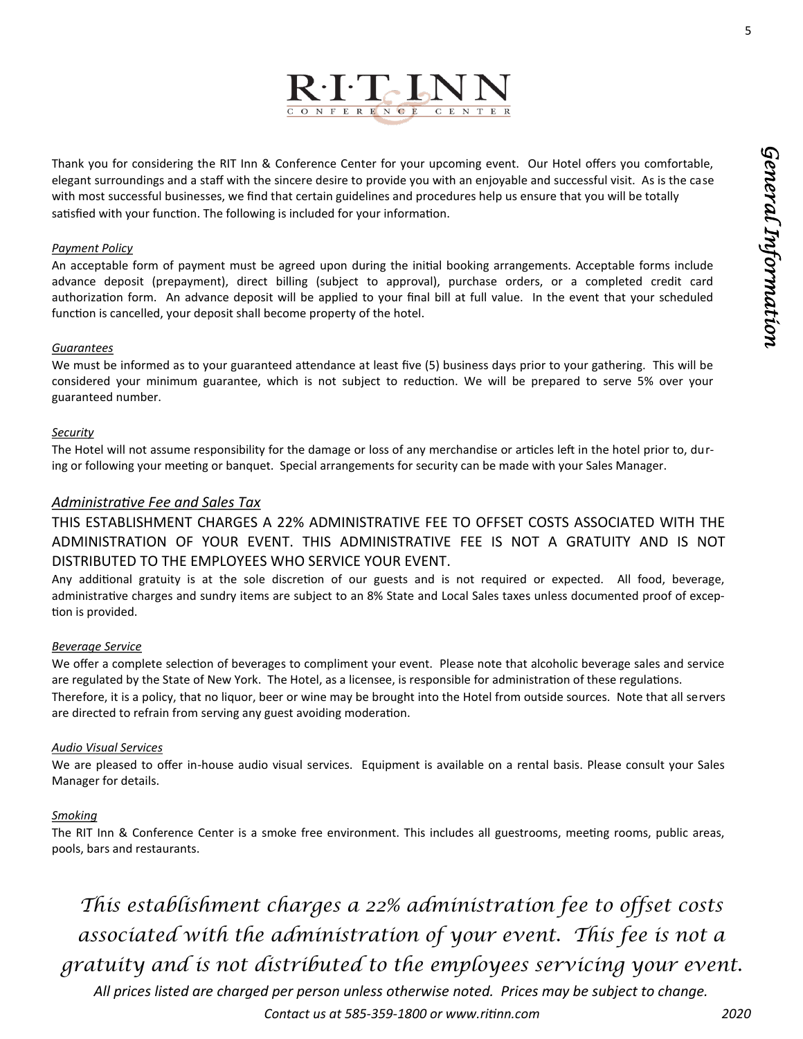# R·I·T INN CONFERENCE & CENTER

## General Information

Thank you for considering the RIT Inn & Conference Center for your upcoming event. Our Hotel offers you comfortable, elegant surroundings and a staff with the sincere desire to provide you with an enjoyable and successful visit. As is the case with most successful businesses, we find that certain guidelines and procedures help us ensure that you will be totally satisfied with your function. The following is included for your information.

### *Payment Policy*

An acceptable form of payment must be agreed upon during the initial booking arrangements. Acceptable forms include advance deposit (prepayment), direct billing (subject to approval), purchase orders, or a completed credit card authorization form. An advance deposit will be applied to your final bill at full value. In the event that your scheduled function is cancelled, your deposit shall become property of the hotel.

### *Guarantees*

We must be informed as to your guaranteed attendance at least five (5) business days prior to your gathering. This will be considered your minimum guarantee, which is not subject to reduction. We will be prepared to serve 5% over your guaranteed number.

### *Security*

The Hotel will not assume responsibility for the damage or loss of any merchandise or articles left in the hotel prior to, during or following your meeting or banquet. Special arrangements for security can be made with your Sales Manager.

### *Administrative Fee and Sales Tax*

THIS ESTABLISHMENT CHARGES A 22% ADMINISTRATIVE FEE TO OFFSET COSTS ASSOCIATED WITH THE ADMINISTRATION OF YOUR EVENT. THIS ADMINISTRATIVE FEE IS NOT A GRATUITY AND IS NOT DISTRIBUTED TO THE EMPLOYEES WHO SERVICE YOUR EVENT.

Any additional gratuity is at the sole discretion of our guests and is not required or expected. All food, beverage, administrative charges and sundry items are subject to an 8% State and Local Sales taxes unless documented proof of exception is provided.

### *Beverage Service*

We offer a complete selection of beverages to compliment your event. Please note that alcoholic beverage sales and service are regulated by the State of New York. The Hotel, as a licensee, is responsible for administration of these regulations. Therefore, it is a policy, that no liquor, beer or wine may be brought into the Hotel from outside sources. Note that all servers are directed to refrain from serving any guest avoiding moderation.

### *Audio Visual Services*

We are pleased to offer in-house audio visual services. Equipment is available on a rental basis. Please consult your Sales Manager for details.

### *Smoking*

The RIT Inn & Conference Center is a smoke free environment. This includes all guestrooms, meeting rooms, public areas, pools, bars and restaurants.

*This establishment charges a 22% administration fee to offset costs associated with the administration of your event. This fee is not a gratuity and is not distributed to the employees servicing your event.*

*All prices listed are charged per person unless otherwise noted. Prices may be subject to change.*

*Contact us at 585-359-1800 or www.ritinn.com* *2020*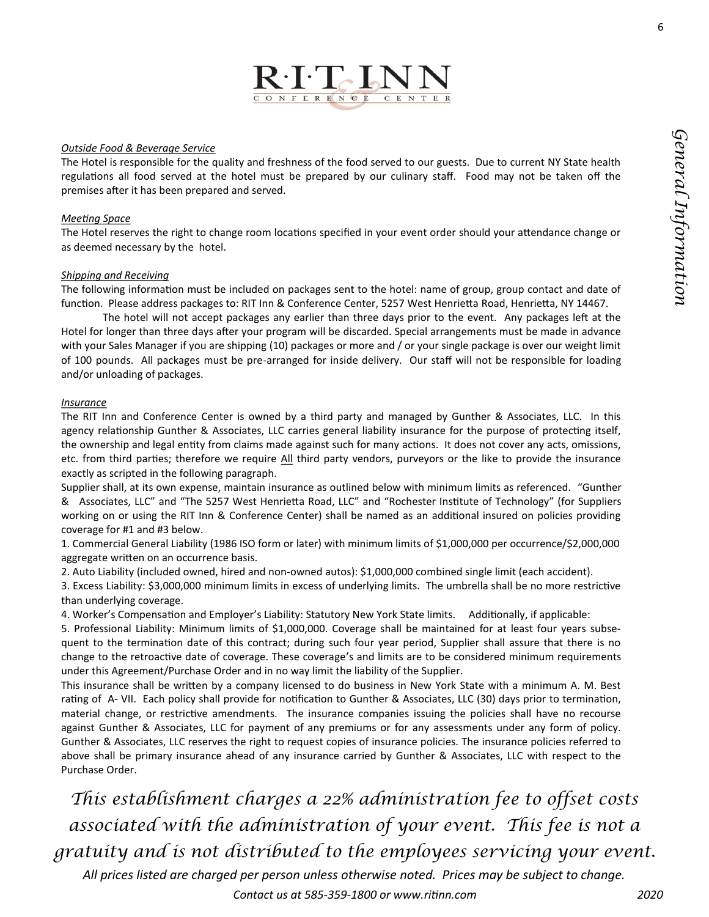# R·I·T INN

CONFERENCE & CENTER

*General Information*

*Outside Food & Beverage Service*

The Hotel is responsible for the quality and freshness of the food served to our guests. Due to current NY State health regulations all food served at the hotel must be prepared by our culinary staff. Food may not be taken off the premises after it has been prepared and served.

*Meeting Space*

The Hotel reserves the right to change room locations specified in your event order should your attendance change or as deemed necessary by the hotel.

*Shipping and Receiving*

The following information must be included on packages sent to the hotel: name of group, group contact and date of function. Please address packages to: RIT Inn & Conference Center, 5257 West Henrietta Road, Henrietta, NY 14467.

The hotel will not accept packages any earlier than three days prior to the event. Any packages left at the Hotel for longer than three days after your program will be discarded. Special arrangements must be made in advance with your Sales Manager if you are shipping (10) packages or more and / or your single package is over our weight limit of 100 pounds. All packages must be pre-arranged for inside delivery. Our staff will not be responsible for loading and/or unloading of packages.

*Insurance*

The RIT Inn and Conference Center is owned by a third party and managed by Gunther & Associates, LLC. In this agency relationship Gunther & Associates, LLC carries general liability insurance for the purpose of protecting itself, the ownership and legal entity from claims made against such for many actions. It does not cover any acts, omissions, etc. from third parties; therefore we require All third party vendors, purveyors or the like to provide the insurance exactly as scripted in the following paragraph.

Supplier shall, at its own expense, maintain insurance as outlined below with minimum limits as referenced. "Gunther & Associates, LLC" and "The 5257 West Henrietta Road, LLC" and "Rochester Institute of Technology" (for Suppliers working on or using the RIT Inn & Conference Center) shall be named as an additional insured on policies providing coverage for #1 and #3 below.

1. Commercial General Liability (1986 ISO form or later) with minimum limits of $1,000,000 per occurrence/$2,000,000 aggregate written on an occurrence basis.
2. Auto Liability (included owned, hired and non-owned autos): $1,000,000 combined single limit (each accident).
3. Excess Liability: $3,000,000 minimum limits in excess of underlying limits. The umbrella shall be no more restrictive than underlying coverage.
4. Worker's Compensation and Employer's Liability: Statutory New York State limits. Additionally, if applicable:
5. Professional Liability: Minimum limits of $1,000,000. Coverage shall be maintained for at least four years subsequent to the termination date of this contract; during such four year period, Supplier shall assure that there is no change to the retroactive date of coverage. These coverage's and limits are to be considered minimum requirements under this Agreement/Purchase Order and in no way limit the liability of the Supplier.

This insurance shall be written by a company licensed to do business in New York State with a minimum A. M. Best rating of A- VII. Each policy shall provide for notification to Gunther & Associates, LLC (30) days prior to termination, material change, or restrictive amendments. The insurance companies issuing the policies shall have no recourse against Gunther & Associates, LLC for payment of any premiums or for any assessments under any form of policy. Gunther & Associates, LLC reserves the right to request copies of insurance policies. The insurance policies referred to above shall be primary insurance ahead of any insurance carried by Gunther & Associates, LLC with respect to the Purchase Order.

*This establishment charges a 22% administration fee to offset costs associated with the administration of your event. This fee is not a gratuity and is not distributed to the employees servicing your event.*

*All prices listed are charged per person unless otherwise noted. Prices may be subject to change.*

*Contact us at 585-359-1800 or www.ritinn.com* *2020*